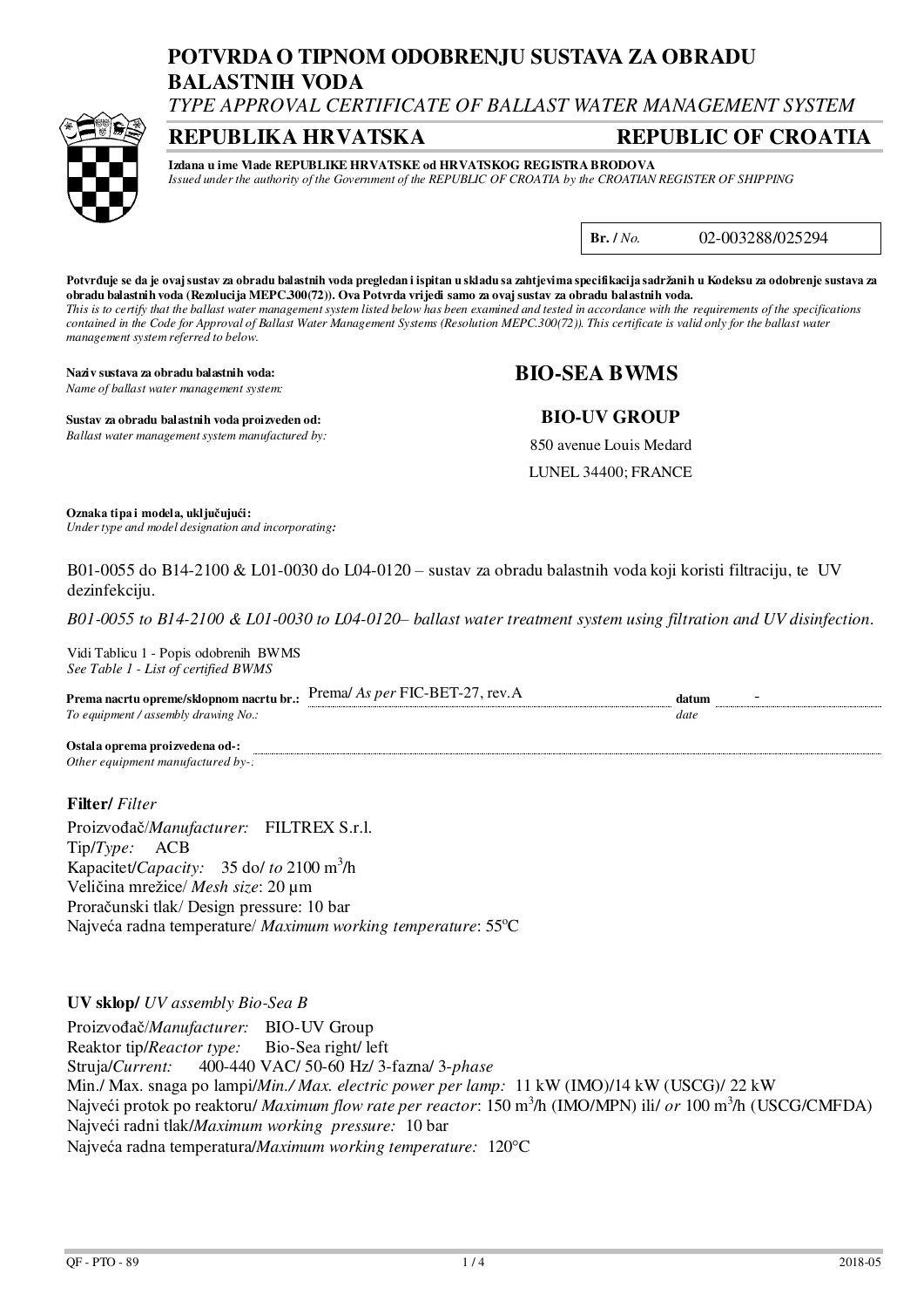# POTVRDA O TIPNOM ODOBRENJU SUSTAVA ZA OBRADU BALASTNIH VODA

*TYPE APPROVAL CERTIFICATE OF BALLAST WATER MANAGEMENT SYSTEM*

## REPUBLIKA HRVATSKA — REPUBLIC OF CROATIA

**Izdana u ime Vlade REPUBLIKE HRVATSKE od HRVATSKOG REGISTRA BRODOVA**
*Issued under the authority of the Government of the REPUBLIC OF CROATIA by the CROATIAN REGISTER OF SHIPPING*

**Br. /** *No.* 02-003288/025294

**Potvrđuje se da je ovaj sustav za obradu balastnih voda pregledan i ispitan u skladu sa zahtjevima specifikacija sadržanih u Kodeksu za odobrenje sustava za obradu balastnih voda (Rezolucija MEPC.300(72)). Ova Potvrda vrijedi samo za ovaj sustav za obradu balastnih voda.**
*This is to certify that the ballast water management system listed below has been examined and tested in accordance with the requirements of the specifications contained in the Code for Approval of Ballast Water Management Systems (Resolution MEPC.300(72)). This certificate is valid only for the ballast water management system referred to below.*

**Naziv sustava za obradu balastnih voda:**
*Name of ballast water management system:*

**BIO-SEA BWMS**

**Sustav za obradu balastnih voda proizveden od:**
*Ballast water management system manufactured by:*

**BIO-UV GROUP**
850 avenue Louis Medard
LUNEL 34400; FRANCE

**Oznaka tipa i modela, uključujući:**
*Under type and model designation and incorporating:*

B01-0055 do B14-2100 & L01-0030 do L04-0120 – sustav za obradu balastnih voda koji koristi filtraciju, te UV dezinfekciju.

*B01-0055 to B14-2100 & L01-0030 to L04-0120– ballast water treatment system using filtration and UV disinfection.*

Vidi Tablicu 1 - Popis odobrenih BWMS
*See Table 1 - List of certified BWMS*

**Prema nacrtu opreme/sklopnom nacrtu br.:** Prema/ *As per* FIC-BET-27, rev.A **datum** -
*To equipment / assembly drawing No.:* *date*

**Ostala oprema proizvedena od-:**
*Other equipment manufactured by-:*

### Filter/ *Filter*

Proizvođač/*Manufacturer:* FILTREX S.r.l.
Tip/*Type:* ACB
Kapacitet/*Capacity:* 35 do/ *to* 2100 m$^3$/h
Veličina mrežice/ *Mesh size*: 20 µm
Proračunski tlak/ Design pressure: 10 bar
Najveća radna temperature/ *Maximum working temperature*: 55ºC

### UV sklop/ *UV assembly Bio-Sea B*

Proizvođač/*Manufacturer:* BIO-UV Group
Reaktor tip/*Reactor type:* Bio-Sea right/ left
Struja/*Current:* 400-440 VAC/ 50-60 Hz/ 3-fazna/ 3-*phase*
Min./ Max. snaga po lampi/*Min./ Max. electric power per lamp:* 11 kW (IMO)/14 kW (USCG)/ 22 kW
Najveći protok po reaktoru/ *Maximum flow rate per reactor*: 150 m$^3$/h (IMO/MPN) ili/ *or* 100 m$^3$/h (USCG/CMFDA)
Najveći radni tlak/*Maximum working pressure:* 10 bar
Najveća radna temperatura/*Maximum working temperature:* 120°C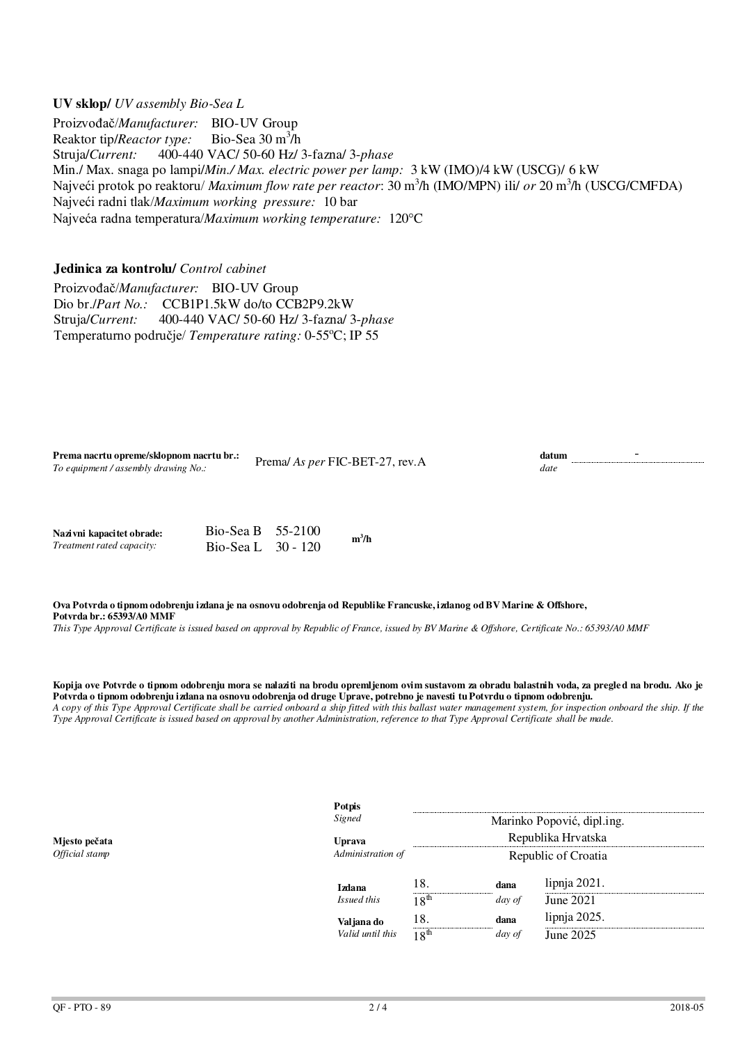**UV sklop/** *UV assembly Bio-Sea L*

Proizvođač/*Manufacturer:* BIO-UV Group
Reaktor tip/*Reactor type:* Bio-Sea 30 $m^3$/h
Struja/*Current:* 400-440 VAC/ 50-60 Hz/ 3-fazna/ 3-*phase*
Min./ Max. snaga po lampi/*Min./ Max. electric power per lamp:* 3 kW (IMO)/4 kW (USCG)/ 6 kW
Najveći protok po reaktoru/ *Maximum flow rate per reactor*: 30 $m^3$/h (IMO/MPN) ili/ *or* 20 $m^3$/h (USCG/CMFDA)
Najveći radni tlak/*Maximum working pressure:* 10 bar
Najveća radna temperatura/*Maximum working temperature:* 120°C

**Jedinica za kontrolu/** *Control cabinet*

Proizvođač/*Manufacturer:* BIO-UV Group
Dio br./*Part No.:* CCB1P1.5kW do/to CCB2P9.2kW
Struja/*Current:* 400-440 VAC/ 50-60 Hz/ 3-fazna/ 3-*phase*
Temperaturno područje/ *Temperature rating:* 0-55°C; IP 55

**Prema nacrtu opreme/sklopnom nacrtu br.:**
*To equipment / assembly drawing No.:* Prema/ *As per* FIC-BET-27, rev.A

**datum**
*date* -

**Nazivni kapacitet obrade:**
*Treatment rated capacity:*

Bio-Sea B 55-2100 $m^3$/h
Bio-Sea L 30 - 120 $m^3$/h

**Ova Potvrda o tipnom odobrenju izdana je na osnovu odobrenja od Republike Francuske, izdanog od BV Marine & Offshore, Potvrda br.: 65393/A0 MMF**
*This Type Approval Certificate is issued based on approval by Republic of France, issued by BV Marine & Offshore, Certificate No.: 65393/A0 MMF*

**Kopija ove Potvrde o tipnom odobrenju mora se nalaziti na brodu opremljenom ovim sustavom za obradu balastnih voda, za pregled na brodu. Ako je Potvrda o tipnom odobrenju izdana na osnovu odobrenja od druge Uprave, potrebno je navesti tu Potvrdu o tipnom odobrenju.**
*A copy of this Type Approval Certificate shall be carried onboard a ship fitted with this ballast water management system, for inspection onboard the ship. If the Type Approval Certificate is issued based on approval by another Administration, reference to that Type Approval Certificate shall be made.*

**Mjesto pečata**
*Official stamp*

**Potpis**
*Signed* Marinko Popović, dipl.ing.

**Uprava**
*Administration of* Republika Hrvatska / Republic of Croatia

**Izdana** 18. **dana** lipnja 2021.
*Issued this* 18th *day of* June 2021

**Valjana do** 18. **dana** lipnja 2025.
*Valid until this* 18th *day of* June 2025

QF - PTO - 89 2018-05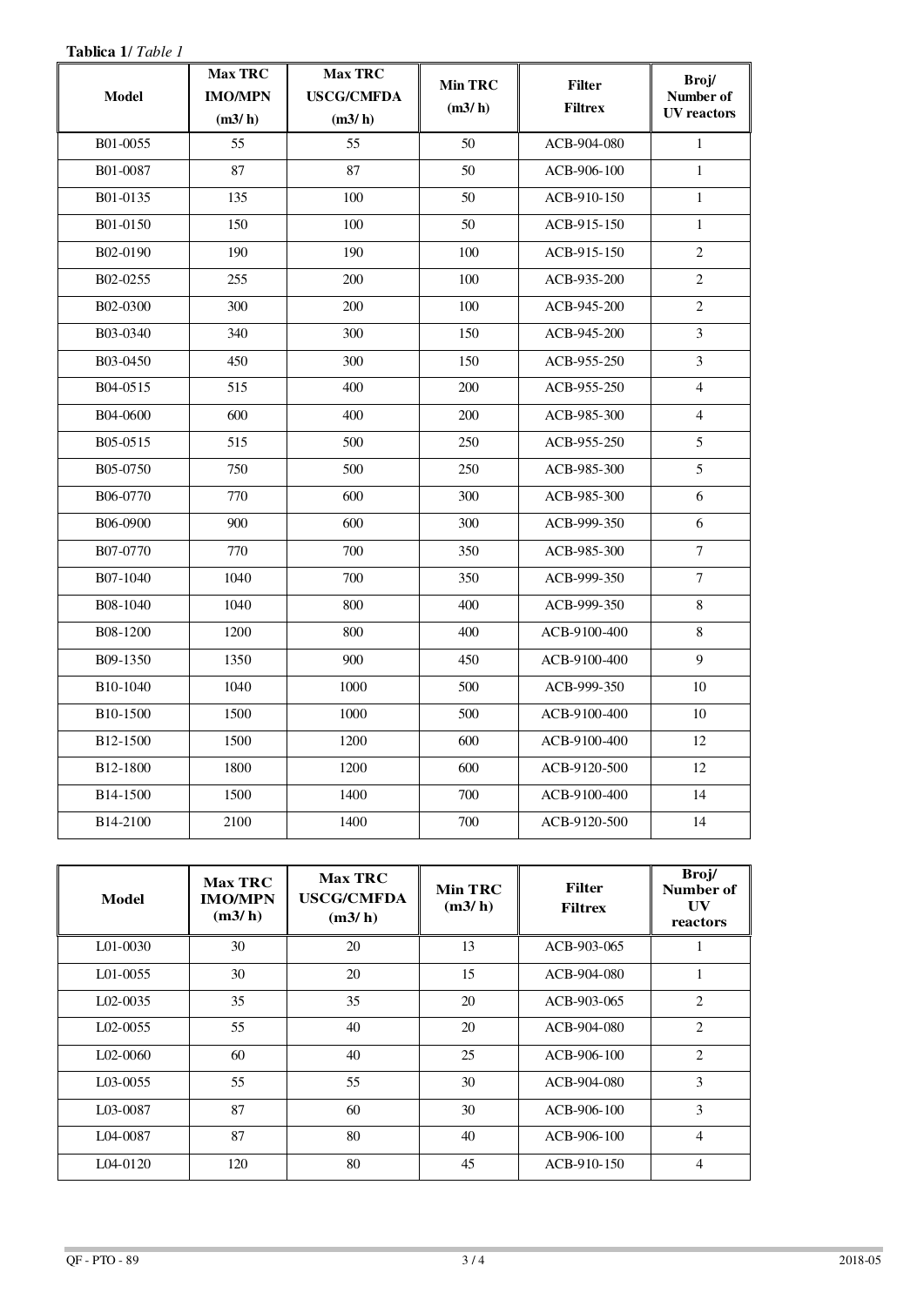**Tablica 1/** *Table 1*

| Model | Max TRC IMO/MPN (m3/ h) | Max TRC USCG/CMFDA (m3/ h) | Min TRC (m3/ h) | Filter Filtrex | Broj/ Number of UV reactors |
|---|---|---|---|---|---|
| B01-0055 | 55 | 55 | 50 | ACB-904-080 | 1 |
| B01-0087 | 87 | 87 | 50 | ACB-906-100 | 1 |
| B01-0135 | 135 | 100 | 50 | ACB-910-150 | 1 |
| B01-0150 | 150 | 100 | 50 | ACB-915-150 | 1 |
| B02-0190 | 190 | 190 | 100 | ACB-915-150 | 2 |
| B02-0255 | 255 | 200 | 100 | ACB-935-200 | 2 |
| B02-0300 | 300 | 200 | 100 | ACB-945-200 | 2 |
| B03-0340 | 340 | 300 | 150 | ACB-945-200 | 3 |
| B03-0450 | 450 | 300 | 150 | ACB-955-250 | 3 |
| B04-0515 | 515 | 400 | 200 | ACB-955-250 | 4 |
| B04-0600 | 600 | 400 | 200 | ACB-985-300 | 4 |
| B05-0515 | 515 | 500 | 250 | ACB-955-250 | 5 |
| B05-0750 | 750 | 500 | 250 | ACB-985-300 | 5 |
| B06-0770 | 770 | 600 | 300 | ACB-985-300 | 6 |
| B06-0900 | 900 | 600 | 300 | ACB-999-350 | 6 |
| B07-0770 | 770 | 700 | 350 | ACB-985-300 | 7 |
| B07-1040 | 1040 | 700 | 350 | ACB-999-350 | 7 |
| B08-1040 | 1040 | 800 | 400 | ACB-999-350 | 8 |
| B08-1200 | 1200 | 800 | 400 | ACB-9100-400 | 8 |
| B09-1350 | 1350 | 900 | 450 | ACB-9100-400 | 9 |
| B10-1040 | 1040 | 1000 | 500 | ACB-999-350 | 10 |
| B10-1500 | 1500 | 1000 | 500 | ACB-9100-400 | 10 |
| B12-1500 | 1500 | 1200 | 600 | ACB-9100-400 | 12 |
| B12-1800 | 1800 | 1200 | 600 | ACB-9120-500 | 12 |
| B14-1500 | 1500 | 1400 | 700 | ACB-9100-400 | 14 |
| B14-2100 | 2100 | 1400 | 700 | ACB-9120-500 | 14 |

| Model | Max TRC IMO/MPN (m3/ h) | Max TRC USCG/CMFDA (m3/ h) | Min TRC (m3/ h) | Filter Filtrex | Broj/ Number of UV reactors |
|---|---|---|---|---|---|
| L01-0030 | 30 | 20 | 13 | ACB-903-065 | 1 |
| L01-0055 | 30 | 20 | 15 | ACB-904-080 | 1 |
| L02-0035 | 35 | 35 | 20 | ACB-903-065 | 2 |
| L02-0055 | 55 | 40 | 20 | ACB-904-080 | 2 |
| L02-0060 | 60 | 40 | 25 | ACB-906-100 | 2 |
| L03-0055 | 55 | 55 | 30 | ACB-904-080 | 3 |
| L03-0087 | 87 | 60 | 30 | ACB-906-100 | 3 |
| L04-0087 | 87 | 80 | 40 | ACB-906-100 | 4 |
| L04-0120 | 120 | 80 | 45 | ACB-910-150 | 4 |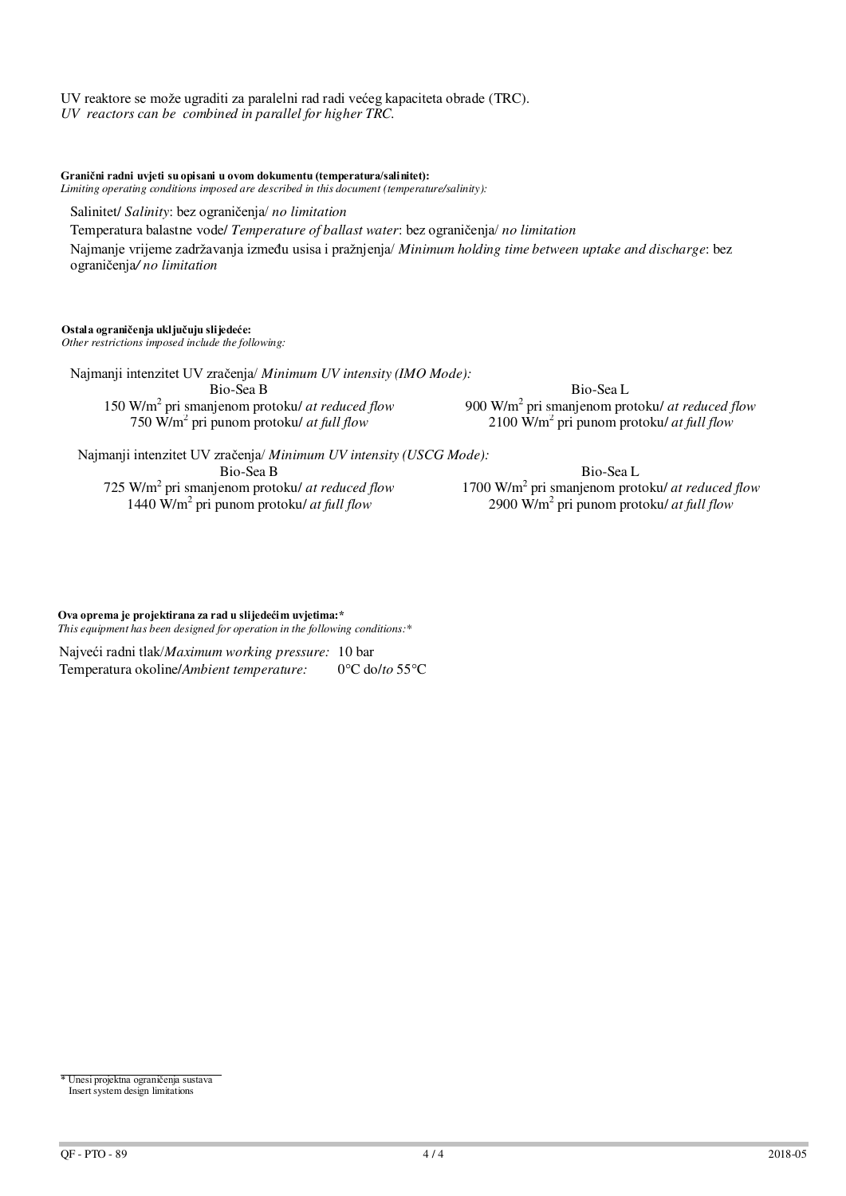UV reaktore se može ugraditi za paralelni rad radi većeg kapaciteta obrade (TRC).
*UV reactors can be combined in parallel for higher TRC.*

**Granični radni uvjeti su opisani u ovom dokumentu (temperatura/salinitet):**
*Limiting operating conditions imposed are described in this document (temperature/salinity):*

Salinitet/ *Salinity*: bez ograničenja/ *no limitation*

Temperatura balastne vode/ *Temperature of ballast water*: bez ograničenja/ *no limitation*

Najmanje vrijeme zadržavanja između usisa i pražnjenja/ *Minimum holding time between uptake and discharge*: bez ograničenja*/ no limitation*

**Ostala ograničenja uključuju slijedeće:**
*Other restrictions imposed include the following:*

Najmanji intenzitet UV zračenja/ *Minimum UV intensity (IMO Mode):*

| Bio-Sea B | Bio-Sea L |
|---|---|
| 150 W/m$^2$ pri smanjenom protoku/ *at reduced flow* | 900 W/m$^2$ pri smanjenom protoku/ *at reduced flow* |
| 750 W/m$^2$ pri punom protoku/ *at full flow* | 2100 W/m$^2$ pri punom protoku/ *at full flow* |

Najmanji intenzitet UV zračenja/ *Minimum UV intensity (USCG Mode):*

| Bio-Sea B | Bio-Sea L |
|---|---|
| 725 W/m$^2$ pri smanjenom protoku/ *at reduced flow* | 1700 W/m$^2$ pri smanjenom protoku/ *at reduced flow* |
| 1440 W/m$^2$ pri punom protoku/ *at full flow* | 2900 W/m$^2$ pri punom protoku/ *at full flow* |

**Ova oprema je projektirana za rad u slijedećim uvjetima:***
*This equipment has been designed for operation in the following conditions:**

Najveći radni tlak/*Maximum working pressure:* 10 bar
Temperatura okoline/*Ambient temperature:* 0°C do/*to* 55°C

\* Unesi projektna ograničenja sustava
Insert system design limitations